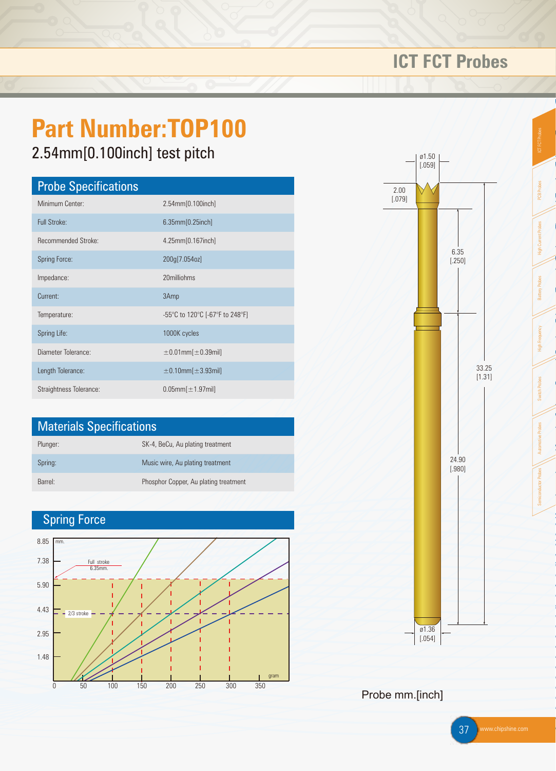# Part Number:TOP100

## 2.54mm[0.100inch] test pitch

## Probe Specifications

| | |
|---|---|
| Minimum Center: | 2.54mm[0.100inch] |
| Full Stroke: | 6.35mm[0.25inch] |
| Recommended Stroke: | 4.25mm[0.167inch] |
| Spring Force: | 200g[7.054oz] |
| Impedance: | 20milliohms |
| Current: | 3Amp |
| Temperature: | -55°C to 120°C [-67°F to 248°F] |
| Spring Life: | 1000K cycles |
| Diameter Tolerance: | ±0.01mm[±0.39mil] |
| Length Tolerance: | ±0.10mm[±3.93mil] |
| Straightness Tolerance: | 0.05mm[±1.97mil] |

## Materials Specifications

| | |
|---|---|
| Plunger: | SK-4, BeCu, Au plating treatment |
| Spring: | Music wire, Au plating treatment |
| Barrel: | Phosphor Copper, Au plating treatment |

## Spring Force

mm.: 8.85, 7.38, 5.90, 4.43, 2.95, 1.48

gram: 0, 50, 100, 150, 200, 250, 300, 350

Full stroke 6.35mm.

2/3 stroke

ø1.50 [.059]

2.00 [.079]

6.35 [.250]

33.25 [1.31]

24.90 [.980]

ø1.36 [.054]

Probe mm.[inch]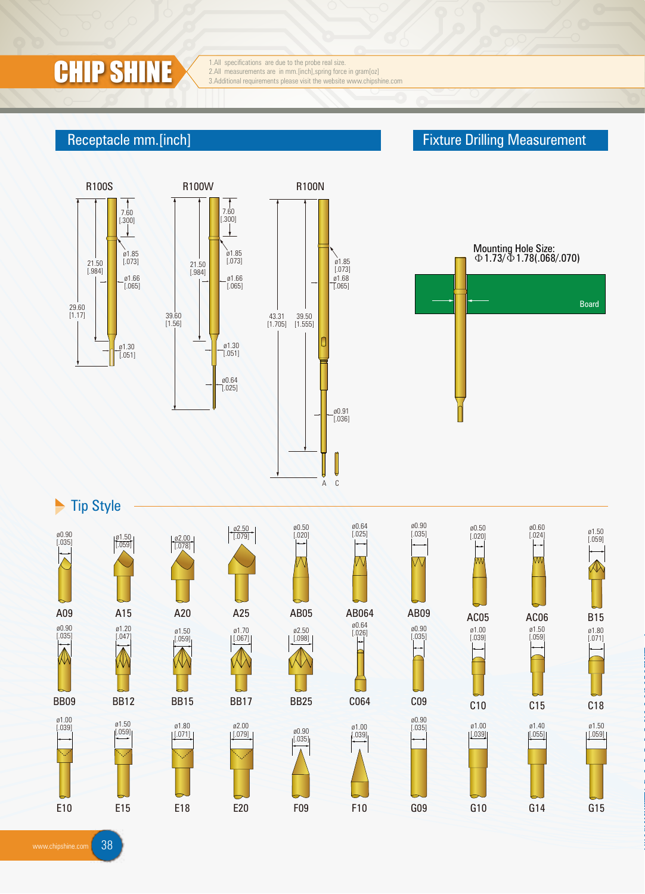# CHIP SHINE

1.All specifications are due to the probe real size.
2.All measurements are in mm.[inch],spring force in gram[oz]
3.Additional requirements please visit the website www.chipshine.com

## Receptacle mm.[inch]

**R100S**

7.60 [.300]
ø1.85 [.073]
21.50 [.984]
ø1.66 [.065]
29.60 [1.17]
ø1.30 [.051]

**R100W**

7.60 [.300]
ø1.85 [.073]
21.50 [.984]
ø1.66 [.065]
39.60 [1.56]
ø1.30 [.051]
ø0.64 [.025]

**R100N**

ø1.85 [.073]
ø1.68 [.065]
43.31 [1.705]
39.50 [1.555]
ø0.91 [.036]
A C

## Fixture Drilling Measurement

Mounting Hole Size:
Φ1.73/Φ1.78(.068/.070)

Board

## Tip Style

| Tip | Size |
|---|---|
| A09 | ø0.90 [.035] |
| A15 | ø1.50 [.059] |
| A20 | ø2.00 [.078] |
| A25 | ø2.50 [.079] |
| AB05 | ø0.50 [.020] |
| AB064 | ø0.64 [.025] |
| AB09 | ø0.90 [.035] |
| AC05 | ø0.50 [.020] |
| AC06 | ø0.60 [.024] |
| B15 | ø1.50 [.059] |
| BB09 | ø0.90 [.035] |
| BB12 | ø1.20 [.047] |
| BB15 | ø1.50 [.059] |
| BB17 | ø1.70 [.067] |
| BB25 | ø2.50 [.098] |
| C064 | ø0.64 [.026] |
| C09 | ø0.90 [.035] |
| C10 | ø1.00 [.039] |
| C15 | ø1.50 [.059] |
| C18 | ø1.80 [.071] |
| E10 | ø1.00 [.039] |
| E15 | ø1.50 [.059] |
| E18 | ø1.80 [.071] |
| E20 | ø2.00 [.079] |
| F09 | ø0.90 [.035] |
| F10 | ø1.00 [.039] |
| G09 | ø0.90 [.035] |
| G10 | ø1.00 [.039] |
| G14 | ø1.40 [.055] |
| G15 | ø1.50 [.059] |

www.chipshine.com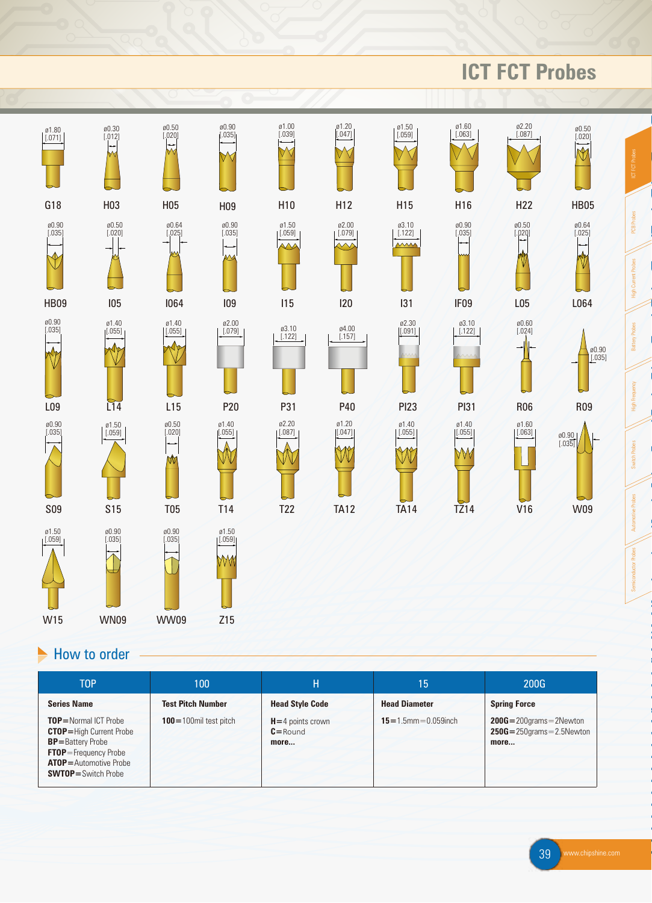# ICT FCT Probes

ø1.80 [.071] G18

ø0.30 [.012] H03

ø0.50 [.020] H05

ø0.90 [.035] H09

ø1.00 [.039] H10

ø1.20 [.047] H12

ø1.50 [.059] H15

ø1.60 [.063] H16

ø2.20 [.087] H22

ø0.50 [.020] HB05

ø0.90 [.035] HB09

ø0.50 [.020] I05

ø0.64 [.025] I064

ø0.90 [.035] I09

ø1.50 [.059] I15

ø2.00 [.079] I20

ø3.10 [.122] I31

ø0.90 [.035] IF09

ø0.50 [.020] L05

ø0.64 [.025] L064

ø0.90 [.035] L09

ø1.40 [.055] L14

ø1.40 [.055] L15

ø2.00 [.079] P20

ø3.10 [.122] P31

ø4.00 [.157] P40

ø2.30 [.091] PI23

ø3.10 [.122] PI31

ø0.60 [.024] R06

ø0.90 [.035] R09

ø0.90 [.035] S09

ø1.50 [.059] S15

ø0.50 [.020] T05

ø1.40 [.055] T14

ø2.20 [.087] T22

ø1.20 [.047] TA12

ø1.40 [.055] TA14

ø1.40 [.055] TZ14

ø1.60 [.063] V16

ø0.90 [.035] W09

ø1.50 [.059] W15

ø0.90 [.035] WN09

ø0.90 [.035] WW09

ø1.50 [.059] Z15

## How to order

| TOP | 100 | H | 15 | 200G |
|---|---|---|---|---|
| **Series Name**<br>**TOP**=Normal ICT Probe<br>**CTOP**=High Current Probe<br>**BP**=Battery Probe<br>**FTOP**=Frequency Probe<br>**ATOP**=Automotive Probe<br>**SWTOP**=Switch Probe | **Test Pitch Number**<br>**100**=100mil test pitch | **Head Style Code**<br>**H**=4 points crown<br>**C**=Round<br>**more...** | **Head Diameter**<br>**15**=1.5mm=0.059inch | **Spring Force**<br>**200G**=200grams=2Newton<br>**250G**=250grams=2.5Newton<br>**more...** |

www.chipshine.com